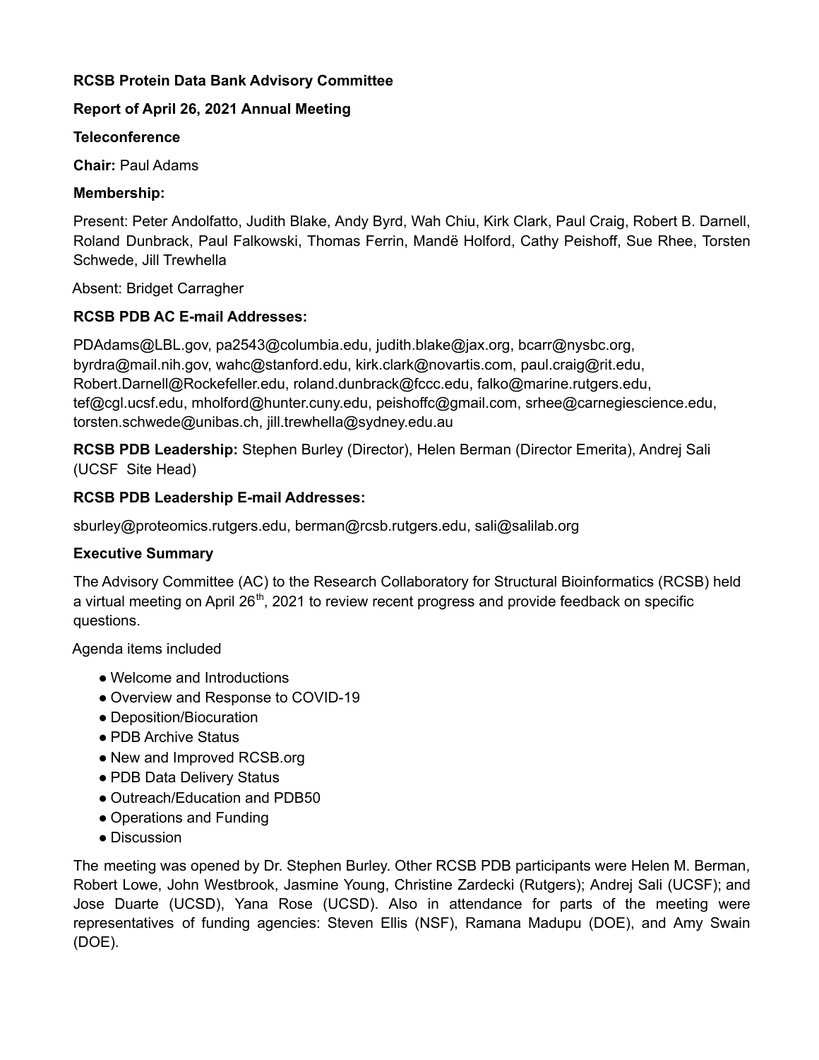**RCSB Protein Data Bank Advisory Committee**

**Report of April 26, 2021 Annual Meeting**

**Teleconference**

**Chair:** Paul Adams

**Membership:**

Present: Peter Andolfatto, Judith Blake, Andy Byrd, Wah Chiu, Kirk Clark, Paul Craig, Robert B. Darnell, Roland Dunbrack, Paul Falkowski, Thomas Ferrin, Mandë Holford, Cathy Peishoff, Sue Rhee, Torsten Schwede, Jill Trewhella

Absent: Bridget Carragher

**RCSB PDB AC E-mail Addresses:**

PDAdams@LBL.gov, pa2543@columbia.edu, judith.blake@jax.org, bcarr@nysbc.org, byrdra@mail.nih.gov, wahc@stanford.edu, kirk.clark@novartis.com, paul.craig@rit.edu, Robert.Darnell@Rockefeller.edu, roland.dunbrack@fccc.edu, falko@marine.rutgers.edu, tef@cgl.ucsf.edu, mholford@hunter.cuny.edu, peishoffc@gmail.com, srhee@carnegiescience.edu, torsten.schwede@unibas.ch, jill.trewhella@sydney.edu.au

**RCSB PDB Leadership:** Stephen Burley (Director), Helen Berman (Director Emerita), Andrej Sali (UCSF Site Head)

**RCSB PDB Leadership E-mail Addresses:**

sburley@proteomics.rutgers.edu, berman@rcsb.rutgers.edu, sali@salilab.org

**Executive Summary**

The Advisory Committee (AC) to the Research Collaboratory for Structural Bioinformatics (RCSB) held a virtual meeting on April 26th, 2021 to review recent progress and provide feedback on specific questions.

Agenda items included

- Welcome and Introductions
- Overview and Response to COVID-19
- Deposition/Biocuration
- PDB Archive Status
- New and Improved RCSB.org
- PDB Data Delivery Status
- Outreach/Education and PDB50
- Operations and Funding
- Discussion

The meeting was opened by Dr. Stephen Burley. Other RCSB PDB participants were Helen M. Berman, Robert Lowe, John Westbrook, Jasmine Young, Christine Zardecki (Rutgers); Andrej Sali (UCSF); and Jose Duarte (UCSD), Yana Rose (UCSD). Also in attendance for parts of the meeting were representatives of funding agencies: Steven Ellis (NSF), Ramana Madupu (DOE), and Amy Swain (DOE).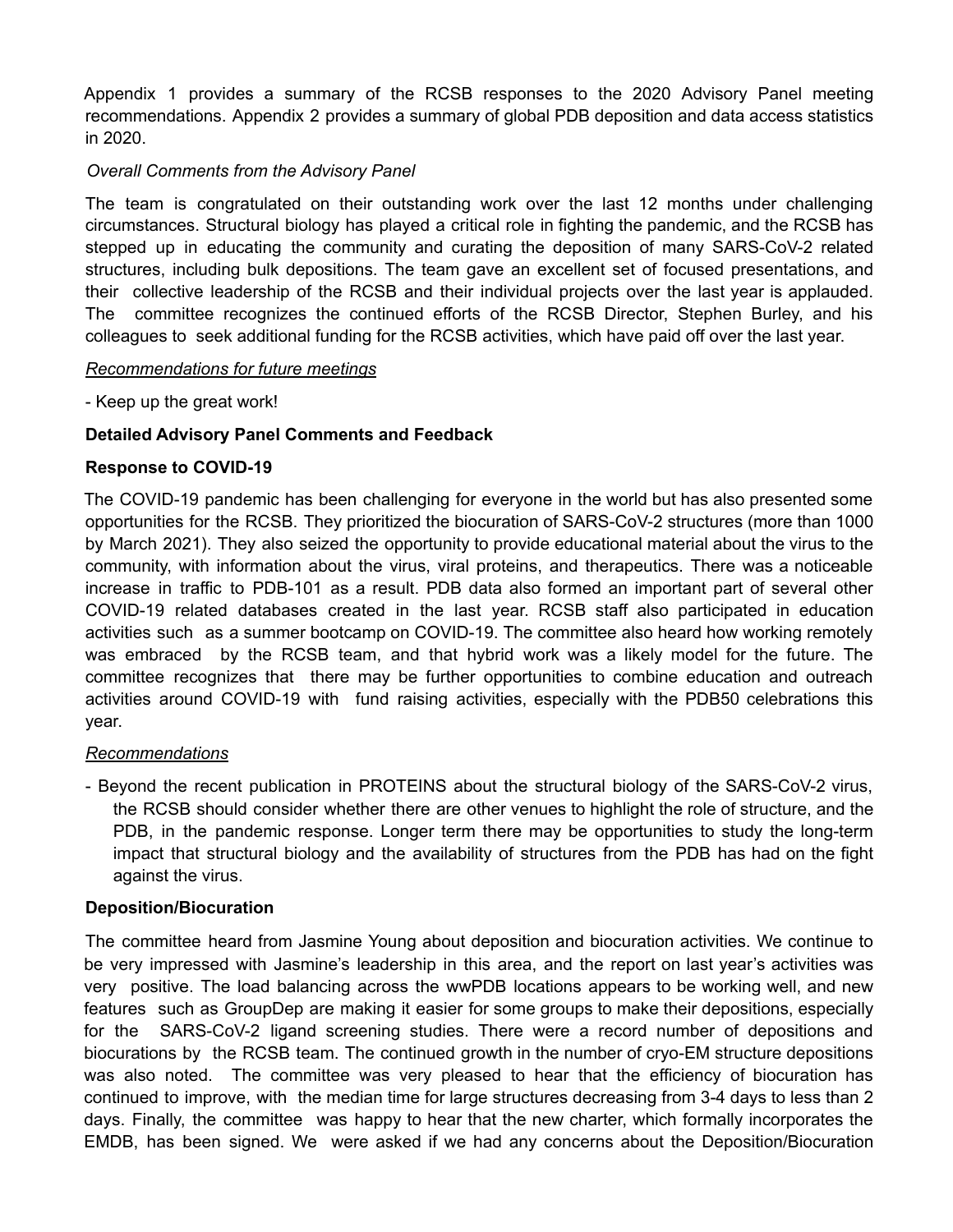Appendix 1 provides a summary of the RCSB responses to the 2020 Advisory Panel meeting recommendations. Appendix 2 provides a summary of global PDB deposition and data access statistics in 2020.

*Overall Comments from the Advisory Panel*

The team is congratulated on their outstanding work over the last 12 months under challenging circumstances. Structural biology has played a critical role in fighting the pandemic, and the RCSB has stepped up in educating the community and curating the deposition of many SARS-CoV-2 related structures, including bulk depositions. The team gave an excellent set of focused presentations, and their collective leadership of the RCSB and their individual projects over the last year is applauded. The committee recognizes the continued efforts of the RCSB Director, Stephen Burley, and his colleagues to seek additional funding for the RCSB activities, which have paid off over the last year.

*Recommendations for future meetings*

- Keep up the great work!

**Detailed Advisory Panel Comments and Feedback**

**Response to COVID-19**

The COVID-19 pandemic has been challenging for everyone in the world but has also presented some opportunities for the RCSB. They prioritized the biocuration of SARS-CoV-2 structures (more than 1000 by March 2021). They also seized the opportunity to provide educational material about the virus to the community, with information about the virus, viral proteins, and therapeutics. There was a noticeable increase in traffic to PDB-101 as a result. PDB data also formed an important part of several other COVID-19 related databases created in the last year. RCSB staff also participated in education activities such as a summer bootcamp on COVID-19. The committee also heard how working remotely was embraced by the RCSB team, and that hybrid work was a likely model for the future. The committee recognizes that there may be further opportunities to combine education and outreach activities around COVID-19 with fund raising activities, especially with the PDB50 celebrations this year.

*Recommendations*

- Beyond the recent publication in PROTEINS about the structural biology of the SARS-CoV-2 virus, the RCSB should consider whether there are other venues to highlight the role of structure, and the PDB, in the pandemic response. Longer term there may be opportunities to study the long-term impact that structural biology and the availability of structures from the PDB has had on the fight against the virus.

**Deposition/Biocuration**

The committee heard from Jasmine Young about deposition and biocuration activities. We continue to be very impressed with Jasmine's leadership in this area, and the report on last year's activities was very positive. The load balancing across the wwPDB locations appears to be working well, and new features such as GroupDep are making it easier for some groups to make their depositions, especially for the SARS-CoV-2 ligand screening studies. There were a record number of depositions and biocurations by the RCSB team. The continued growth in the number of cryo-EM structure depositions was also noted. The committee was very pleased to hear that the efficiency of biocuration has continued to improve, with the median time for large structures decreasing from 3-4 days to less than 2 days. Finally, the committee was happy to hear that the new charter, which formally incorporates the EMDB, has been signed. We were asked if we had any concerns about the Deposition/Biocuration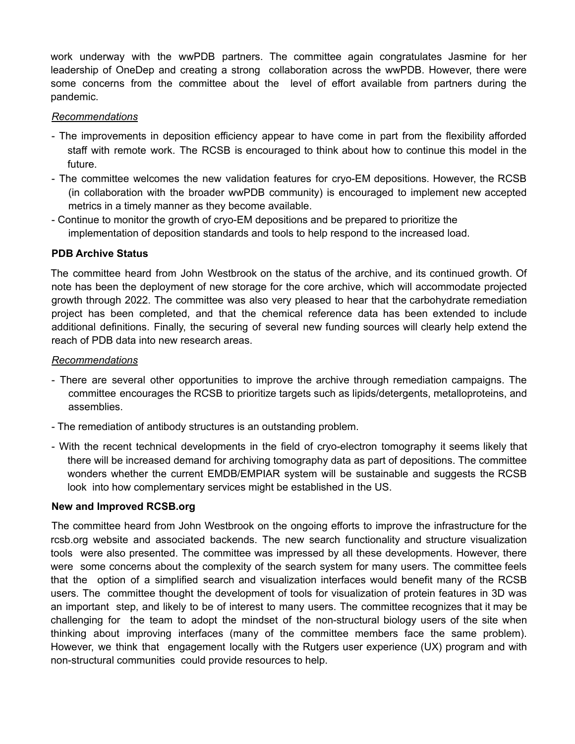work underway with the wwPDB partners. The committee again congratulates Jasmine for her leadership of OneDep and creating a strong collaboration across the wwPDB. However, there were some concerns from the committee about the level of effort available from partners during the pandemic.

*Recommendations*

- The improvements in deposition efficiency appear to have come in part from the flexibility afforded staff with remote work. The RCSB is encouraged to think about how to continue this model in the future.
- The committee welcomes the new validation features for cryo-EM depositions. However, the RCSB (in collaboration with the broader wwPDB community) is encouraged to implement new accepted metrics in a timely manner as they become available.
- Continue to monitor the growth of cryo-EM depositions and be prepared to prioritize the implementation of deposition standards and tools to help respond to the increased load.

**PDB Archive Status**

The committee heard from John Westbrook on the status of the archive, and its continued growth. Of note has been the deployment of new storage for the core archive, which will accommodate projected growth through 2022. The committee was also very pleased to hear that the carbohydrate remediation project has been completed, and that the chemical reference data has been extended to include additional definitions. Finally, the securing of several new funding sources will clearly help extend the reach of PDB data into new research areas.

*Recommendations*

- There are several other opportunities to improve the archive through remediation campaigns. The committee encourages the RCSB to prioritize targets such as lipids/detergents, metalloproteins, and assemblies.
- The remediation of antibody structures is an outstanding problem.
- With the recent technical developments in the field of cryo-electron tomography it seems likely that there will be increased demand for archiving tomography data as part of depositions. The committee wonders whether the current EMDB/EMPIAR system will be sustainable and suggests the RCSB look into how complementary services might be established in the US.

**New and Improved RCSB.org**

The committee heard from John Westbrook on the ongoing efforts to improve the infrastructure for the rcsb.org website and associated backends. The new search functionality and structure visualization tools were also presented. The committee was impressed by all these developments. However, there were some concerns about the complexity of the search system for many users. The committee feels that the option of a simplified search and visualization interfaces would benefit many of the RCSB users. The committee thought the development of tools for visualization of protein features in 3D was an important step, and likely to be of interest to many users. The committee recognizes that it may be challenging for the team to adopt the mindset of the non-structural biology users of the site when thinking about improving interfaces (many of the committee members face the same problem). However, we think that engagement locally with the Rutgers user experience (UX) program and with non-structural communities could provide resources to help.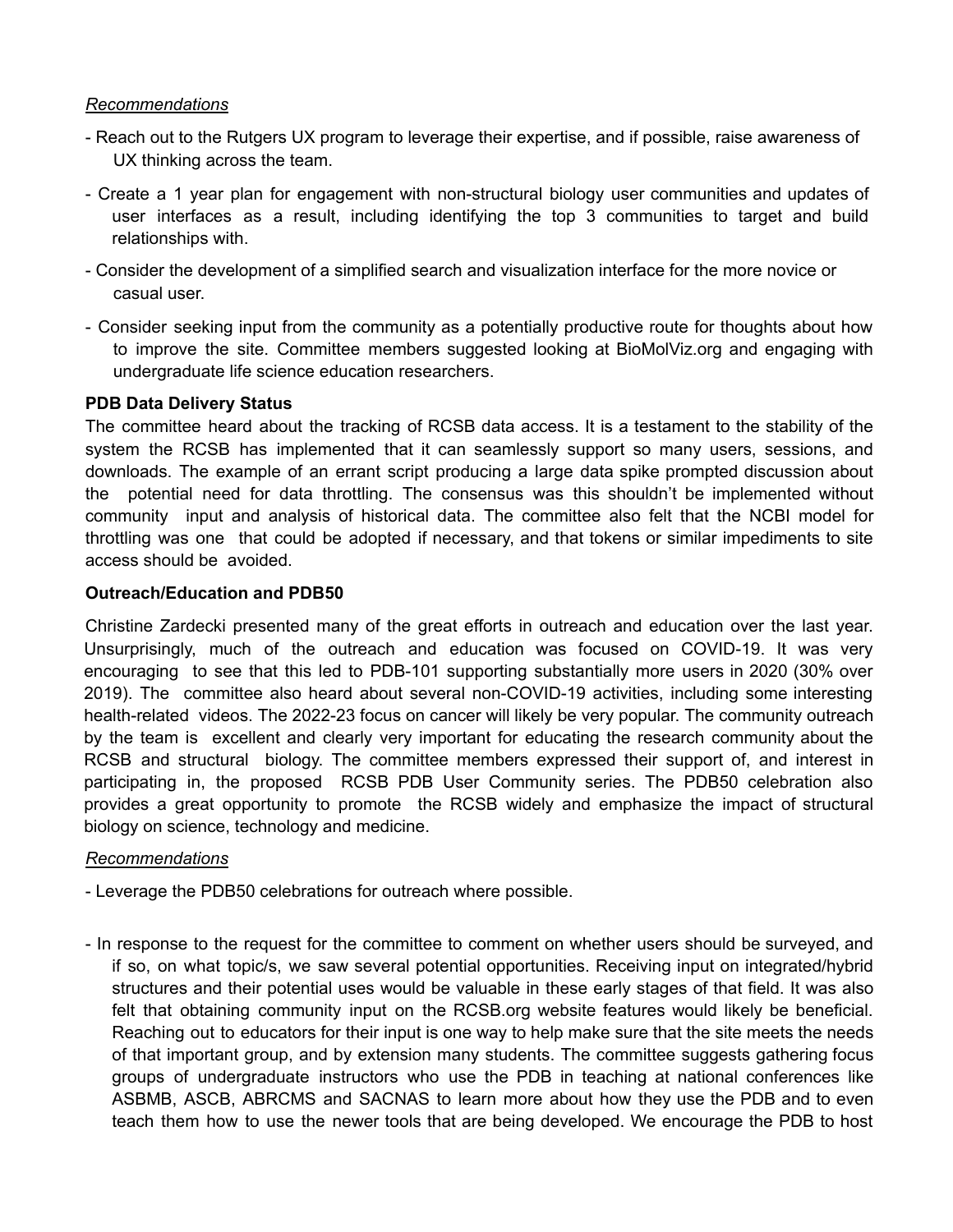*Recommendations*

- Reach out to the Rutgers UX program to leverage their expertise, and if possible, raise awareness of UX thinking across the team.
- Create a 1 year plan for engagement with non-structural biology user communities and updates of user interfaces as a result, including identifying the top 3 communities to target and build relationships with.
- Consider the development of a simplified search and visualization interface for the more novice or casual user.
- Consider seeking input from the community as a potentially productive route for thoughts about how to improve the site. Committee members suggested looking at BioMolViz.org and engaging with undergraduate life science education researchers.

**PDB Data Delivery Status**

The committee heard about the tracking of RCSB data access. It is a testament to the stability of the system the RCSB has implemented that it can seamlessly support so many users, sessions, and downloads. The example of an errant script producing a large data spike prompted discussion about the potential need for data throttling. The consensus was this shouldn't be implemented without community input and analysis of historical data. The committee also felt that the NCBI model for throttling was one that could be adopted if necessary, and that tokens or similar impediments to site access should be avoided.

**Outreach/Education and PDB50**

Christine Zardecki presented many of the great efforts in outreach and education over the last year. Unsurprisingly, much of the outreach and education was focused on COVID-19. It was very encouraging to see that this led to PDB-101 supporting substantially more users in 2020 (30% over 2019). The committee also heard about several non-COVID-19 activities, including some interesting health-related videos. The 2022-23 focus on cancer will likely be very popular. The community outreach by the team is excellent and clearly very important for educating the research community about the RCSB and structural biology. The committee members expressed their support of, and interest in participating in, the proposed RCSB PDB User Community series. The PDB50 celebration also provides a great opportunity to promote the RCSB widely and emphasize the impact of structural biology on science, technology and medicine.

*Recommendations*

- Leverage the PDB50 celebrations for outreach where possible.
- In response to the request for the committee to comment on whether users should be surveyed, and if so, on what topic/s, we saw several potential opportunities. Receiving input on integrated/hybrid structures and their potential uses would be valuable in these early stages of that field. It was also felt that obtaining community input on the RCSB.org website features would likely be beneficial. Reaching out to educators for their input is one way to help make sure that the site meets the needs of that important group, and by extension many students. The committee suggests gathering focus groups of undergraduate instructors who use the PDB in teaching at national conferences like ASBMB, ASCB, ABRCMS and SACNAS to learn more about how they use the PDB and to even teach them how to use the newer tools that are being developed. We encourage the PDB to host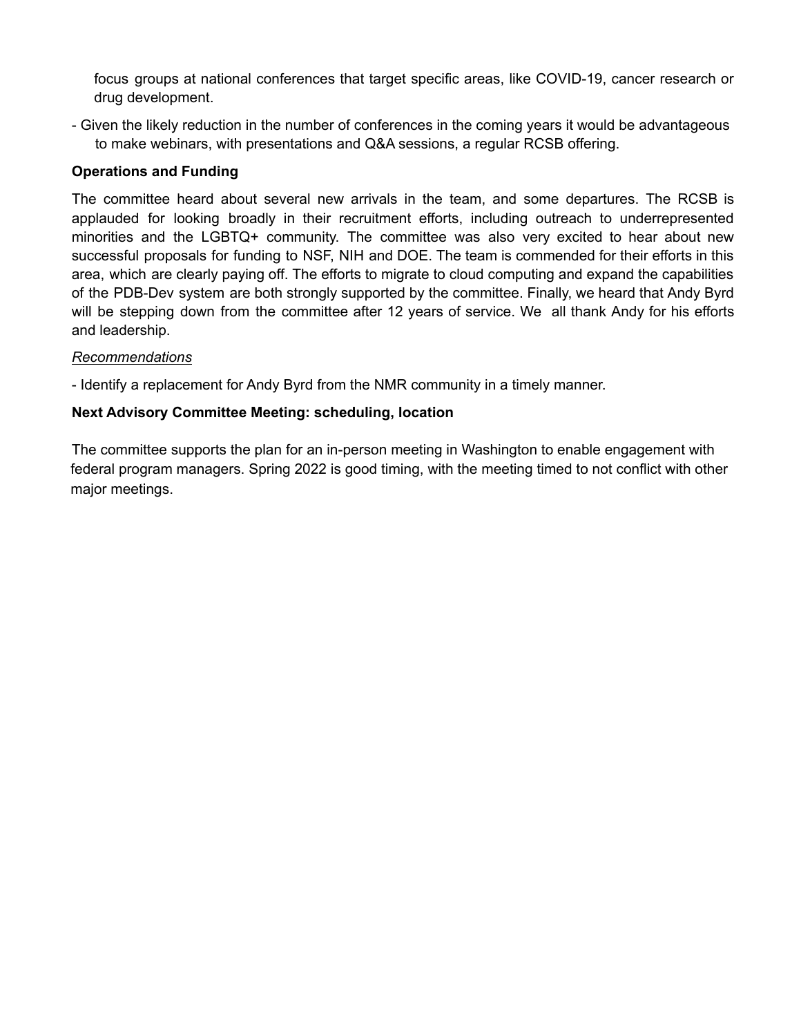focus groups at national conferences that target specific areas, like COVID-19, cancer research or drug development.

- Given the likely reduction in the number of conferences in the coming years it would be advantageous to make webinars, with presentations and Q&A sessions, a regular RCSB offering.

**Operations and Funding**

The committee heard about several new arrivals in the team, and some departures. The RCSB is applauded for looking broadly in their recruitment efforts, including outreach to underrepresented minorities and the LGBTQ+ community. The committee was also very excited to hear about new successful proposals for funding to NSF, NIH and DOE. The team is commended for their efforts in this area, which are clearly paying off. The efforts to migrate to cloud computing and expand the capabilities of the PDB-Dev system are both strongly supported by the committee. Finally, we heard that Andy Byrd will be stepping down from the committee after 12 years of service. We all thank Andy for his efforts and leadership.

*Recommendations*

- Identify a replacement for Andy Byrd from the NMR community in a timely manner.

**Next Advisory Committee Meeting: scheduling, location**

The committee supports the plan for an in-person meeting in Washington to enable engagement with federal program managers. Spring 2022 is good timing, with the meeting timed to not conflict with other major meetings.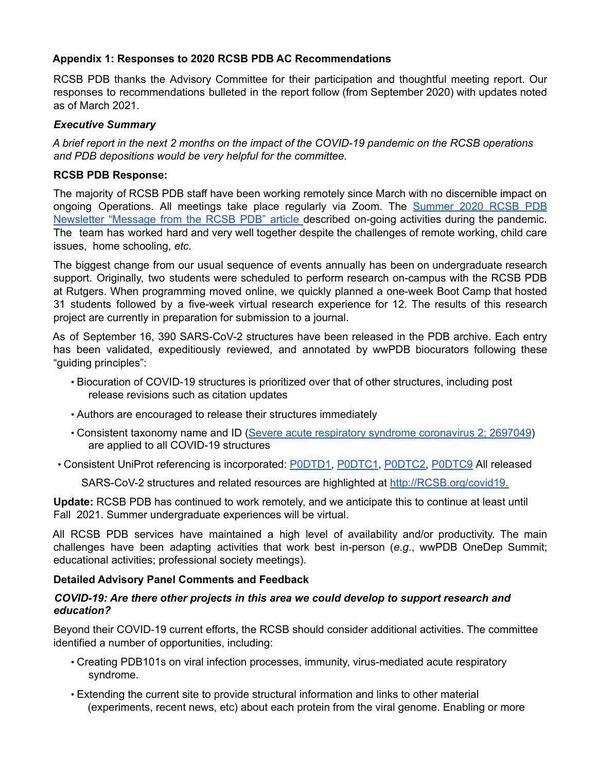**Appendix 1: Responses to 2020 RCSB PDB AC Recommendations**

RCSB PDB thanks the Advisory Committee for their participation and thoughtful meeting report. Our responses to recommendations bulleted in the report follow (from September 2020) with updates noted as of March 2021.

***Executive Summary***

*A brief report in the next 2 months on the impact of the COVID-19 pandemic on the RCSB operations and PDB depositions would be very helpful for the committee.*

**RCSB PDB Response:**

The majority of RCSB PDB staff have been working remotely since March with no discernible impact on ongoing Operations. All meetings take place regularly via Zoom. The Summer 2020 RCSB PDB Newsletter "Message from the RCSB PDB" article described on-going activities during the pandemic. The team has worked hard and very well together despite the challenges of remote working, child care issues, home schooling, *etc*.

The biggest change from our usual sequence of events annually has been on undergraduate research support. Originally, two students were scheduled to perform research on-campus with the RCSB PDB at Rutgers. When programming moved online, we quickly planned a one-week Boot Camp that hosted 31 students followed by a five-week virtual research experience for 12. The results of this research project are currently in preparation for submission to a journal.

As of September 16, 390 SARS-CoV-2 structures have been released in the PDB archive. Each entry has been validated, expeditiously reviewed, and annotated by wwPDB biocurators following these "guiding principles":

- Biocuration of COVID-19 structures is prioritized over that of other structures, including post release revisions such as citation updates
- Authors are encouraged to release their structures immediately
- Consistent taxonomy name and ID (Severe acute respiratory syndrome coronavirus 2; 2697049) are applied to all COVID-19 structures
- Consistent UniProt referencing is incorporated: P0DTD1, P0DTC1, P0DTC2, P0DTC9 All released

SARS-CoV-2 structures and related resources are highlighted at http://RCSB.org/covid19.

**Update:** RCSB PDB has continued to work remotely, and we anticipate this to continue at least until Fall 2021. Summer undergraduate experiences will be virtual.

All RCSB PDB services have maintained a high level of availability and/or productivity. The main challenges have been adapting activities that work best in-person (*e.g.*, wwPDB OneDep Summit; educational activities; professional society meetings).

**Detailed Advisory Panel Comments and Feedback**

***COVID-19: Are there other projects in this area we could develop to support research and education?***

Beyond their COVID-19 current efforts, the RCSB should consider additional activities. The committee identified a number of opportunities, including:

- Creating PDB101s on viral infection processes, immunity, virus-mediated acute respiratory syndrome.
- Extending the current site to provide structural information and links to other material (experiments, recent news, etc) about each protein from the viral genome. Enabling or more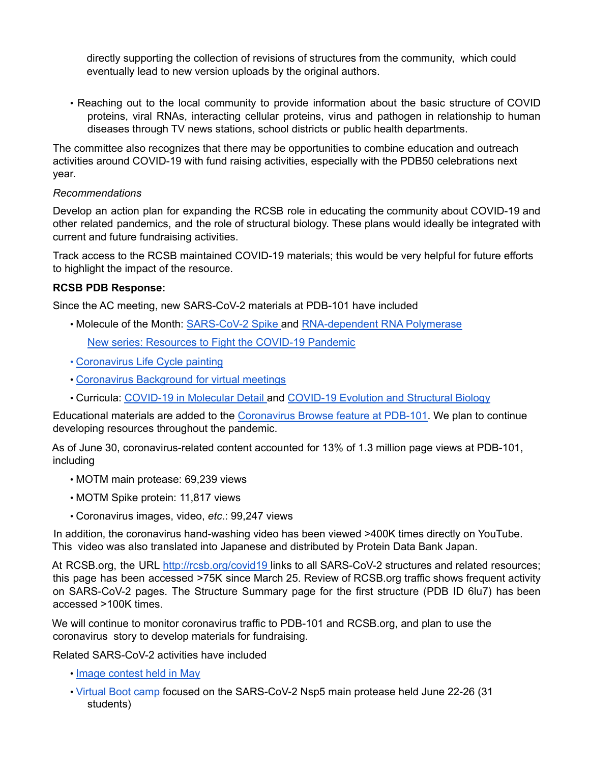directly supporting the collection of revisions of structures from the community, which could eventually lead to new version uploads by the original authors.

- Reaching out to the local community to provide information about the basic structure of COVID proteins, viral RNAs, interacting cellular proteins, virus and pathogen in relationship to human diseases through TV news stations, school districts or public health departments.

The committee also recognizes that there may be opportunities to combine education and outreach activities around COVID-19 with fund raising activities, especially with the PDB50 celebrations next year.

*Recommendations*

Develop an action plan for expanding the RCSB role in educating the community about COVID-19 and other related pandemics, and the role of structural biology. These plans would ideally be integrated with current and future fundraising activities.

Track access to the RCSB maintained COVID-19 materials; this would be very helpful for future efforts to highlight the impact of the resource.

**RCSB PDB Response:**

Since the AC meeting, new SARS-CoV-2 materials at PDB-101 have included

- Molecule of the Month: SARS-CoV-2 Spike and RNA-dependent RNA Polymerase
  New series: Resources to Fight the COVID-19 Pandemic
- Coronavirus Life Cycle painting
- Coronavirus Background for virtual meetings
- Curricula: COVID-19 in Molecular Detail and COVID-19 Evolution and Structural Biology

Educational materials are added to the Coronavirus Browse feature at PDB-101. We plan to continue developing resources throughout the pandemic.

As of June 30, coronavirus-related content accounted for 13% of 1.3 million page views at PDB-101, including

- MOTM main protease: 69,239 views
- MOTM Spike protein: 11,817 views
- Coronavirus images, video, *etc*.: 99,247 views

In addition, the coronavirus hand-washing video has been viewed >400K times directly on YouTube. This video was also translated into Japanese and distributed by Protein Data Bank Japan.

At RCSB.org, the URL http://rcsb.org/covid19 links to all SARS-CoV-2 structures and related resources; this page has been accessed >75K since March 25. Review of RCSB.org traffic shows frequent activity on SARS-CoV-2 pages. The Structure Summary page for the first structure (PDB ID 6lu7) has been accessed >100K times.

We will continue to monitor coronavirus traffic to PDB-101 and RCSB.org, and plan to use the coronavirus story to develop materials for fundraising.

Related SARS-CoV-2 activities have included

- Image contest held in May
- Virtual Boot camp focused on the SARS-CoV-2 Nsp5 main protease held June 22-26 (31 students)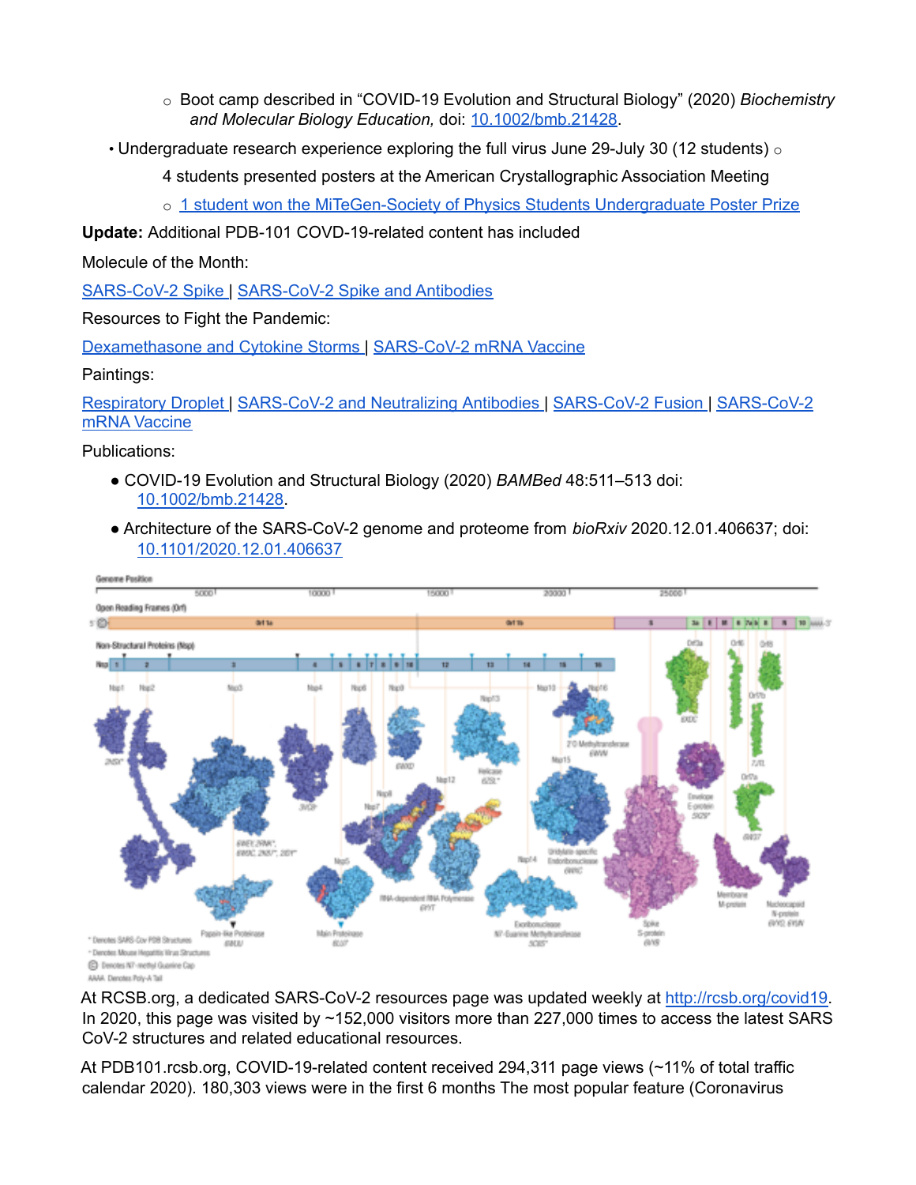- Boot camp described in “COVID-19 Evolution and Structural Biology” (2020) *Biochemistry and Molecular Biology Education,* doi: [10.1002/bmb.21428](https://doi.org/10.1002/bmb.21428).

- Undergraduate research experience exploring the full virus June 29-July 30 (12 students)
   - 4 students presented posters at the American Crystallographic Association Meeting
   - [1 student won the MiTeGen-Society of Physics Students Undergraduate Poster Prize](#)

**Update:** Additional PDB-101 COVID-19-related content has included

Molecule of the Month:

[SARS-CoV-2 Spike](#) | [SARS-CoV-2 Spike and Antibodies](#)

Resources to Fight the Pandemic:

[Dexamethasone and Cytokine Storms](#) | [SARS-CoV-2 mRNA Vaccine](#)

Paintings:

[Respiratory Droplet](#) | [SARS-CoV-2 and Neutralizing Antibodies](#) | [SARS-CoV-2 Fusion](#) | [SARS-CoV-2 mRNA Vaccine](#)

Publications:

- COVID-19 Evolution and Structural Biology (2020) *BAMBed* 48:511–513 doi: [10.1002/bmb.21428](https://doi.org/10.1002/bmb.21428).
- Architecture of the SARS-CoV-2 genome and proteome from *bioRxiv* 2020.12.01.406637; doi: [10.1101/2020.12.01.406637](https://doi.org/10.1101/2020.12.01.406637)

At RCSB.org, a dedicated SARS-CoV-2 resources page was updated weekly at [http://rcsb.org/covid19](http://rcsb.org/covid19). In 2020, this page was visited by ~152,000 visitors more than 227,000 times to access the latest SARS CoV-2 structures and related educational resources.

At PDB101.rcsb.org, COVID-19-related content received 294,311 page views (~11% of total traffic calendar 2020). 180,303 views were in the first 6 months The most popular feature (Coronavirus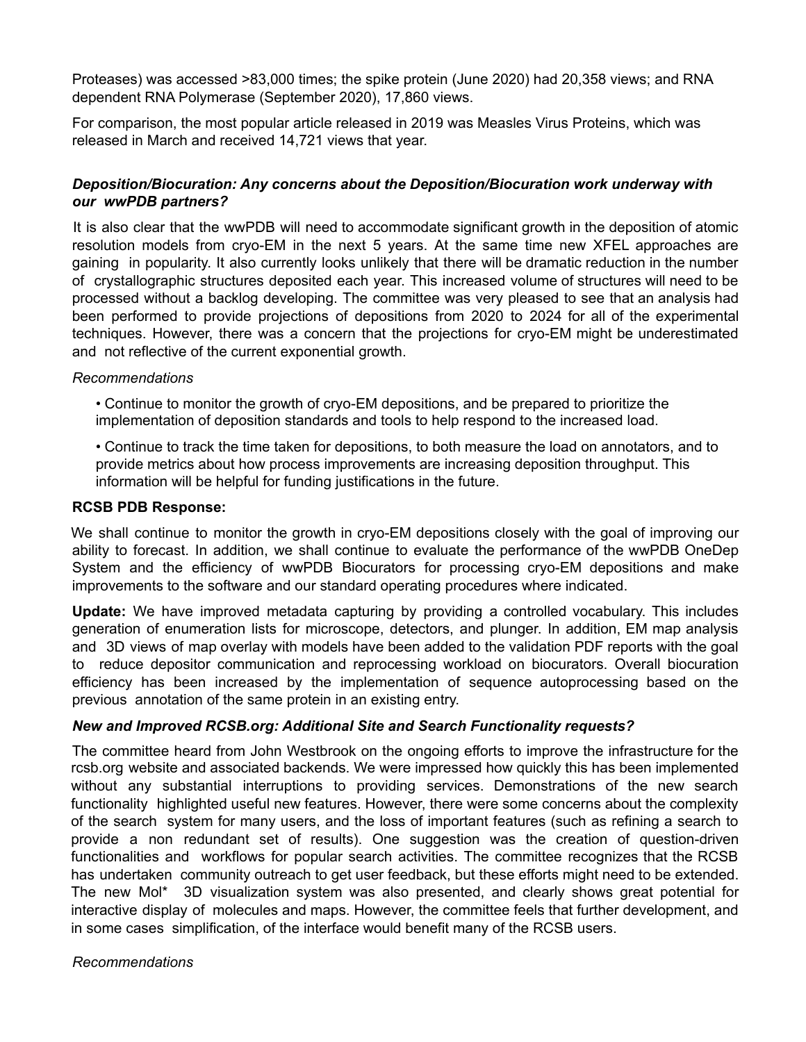Proteases) was accessed >83,000 times; the spike protein (June 2020) had 20,358 views; and RNA dependent RNA Polymerase (September 2020), 17,860 views.

For comparison, the most popular article released in 2019 was Measles Virus Proteins, which was released in March and received 14,721 views that year.

***Deposition/Biocuration: Any concerns about the Deposition/Biocuration work underway with our wwPDB partners?***

It is also clear that the wwPDB will need to accommodate significant growth in the deposition of atomic resolution models from cryo-EM in the next 5 years. At the same time new XFEL approaches are gaining in popularity. It also currently looks unlikely that there will be dramatic reduction in the number of crystallographic structures deposited each year. This increased volume of structures will need to be processed without a backlog developing. The committee was very pleased to see that an analysis had been performed to provide projections of depositions from 2020 to 2024 for all of the experimental techniques. However, there was a concern that the projections for cryo-EM might be underestimated and not reflective of the current exponential growth.

*Recommendations*

• Continue to monitor the growth of cryo-EM depositions, and be prepared to prioritize the implementation of deposition standards and tools to help respond to the increased load.

• Continue to track the time taken for depositions, to both measure the load on annotators, and to provide metrics about how process improvements are increasing deposition throughput. This information will be helpful for funding justifications in the future.

**RCSB PDB Response:**

We shall continue to monitor the growth in cryo-EM depositions closely with the goal of improving our ability to forecast. In addition, we shall continue to evaluate the performance of the wwPDB OneDep System and the efficiency of wwPDB Biocurators for processing cryo-EM depositions and make improvements to the software and our standard operating procedures where indicated.

**Update:** We have improved metadata capturing by providing a controlled vocabulary. This includes generation of enumeration lists for microscope, detectors, and plunger. In addition, EM map analysis and 3D views of map overlay with models have been added to the validation PDF reports with the goal to reduce depositor communication and reprocessing workload on biocurators. Overall biocuration efficiency has been increased by the implementation of sequence autoprocessing based on the previous annotation of the same protein in an existing entry.

***New and Improved RCSB.org: Additional Site and Search Functionality requests?***

The committee heard from John Westbrook on the ongoing efforts to improve the infrastructure for the rcsb.org website and associated backends. We were impressed how quickly this has been implemented without any substantial interruptions to providing services. Demonstrations of the new search functionality highlighted useful new features. However, there were some concerns about the complexity of the search system for many users, and the loss of important features (such as refining a search to provide a non redundant set of results). One suggestion was the creation of question-driven functionalities and workflows for popular search activities. The committee recognizes that the RCSB has undertaken community outreach to get user feedback, but these efforts might need to be extended. The new Mol* 3D visualization system was also presented, and clearly shows great potential for interactive display of molecules and maps. However, the committee feels that further development, and in some cases simplification, of the interface would benefit many of the RCSB users.

*Recommendations*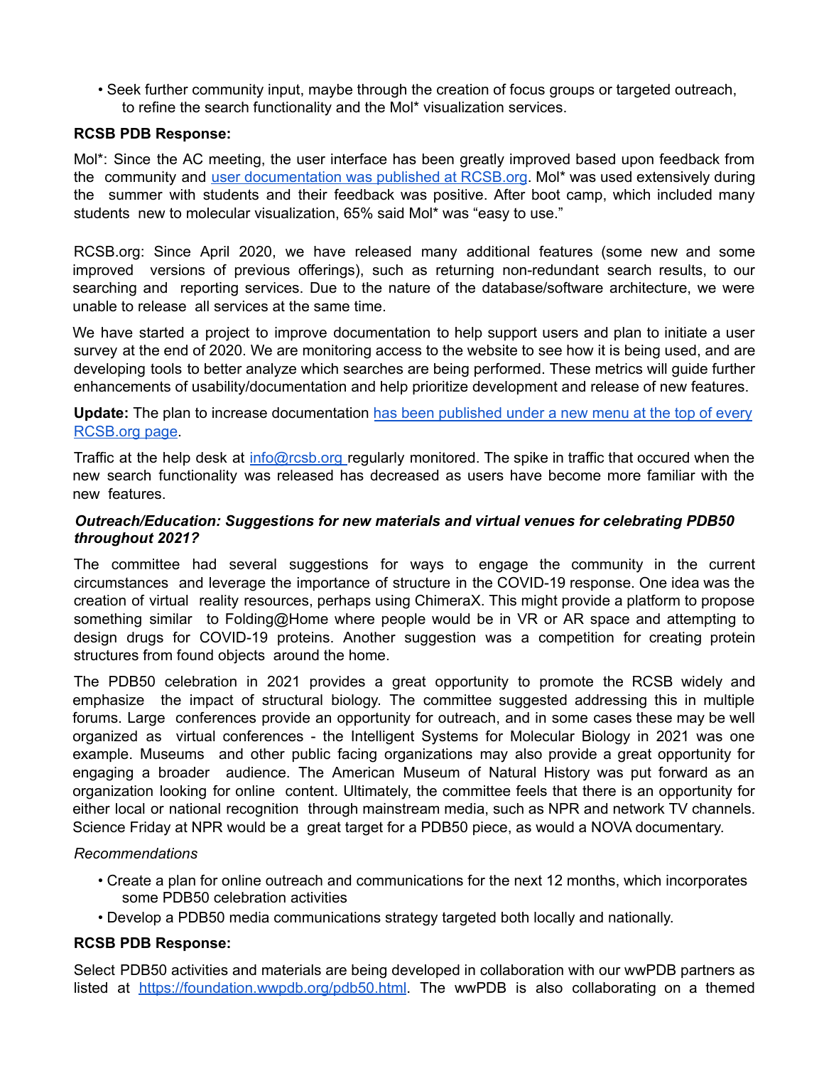- Seek further community input, maybe through the creation of focus groups or targeted outreach, to refine the search functionality and the Mol* visualization services.

**RCSB PDB Response:**

Mol*: Since the AC meeting, the user interface has been greatly improved based upon feedback from the community and [user documentation was published at RCSB.org](). Mol* was used extensively during the summer with students and their feedback was positive. After boot camp, which included many students new to molecular visualization, 65% said Mol* was "easy to use."

RCSB.org: Since April 2020, we have released many additional features (some new and some improved versions of previous offerings), such as returning non-redundant search results, to our searching and reporting services. Due to the nature of the database/software architecture, we were unable to release all services at the same time.

We have started a project to improve documentation to help support users and plan to initiate a user survey at the end of 2020. We are monitoring access to the website to see how it is being used, and are developing tools to better analyze which searches are being performed. These metrics will guide further enhancements of usability/documentation and help prioritize development and release of new features.

**Update:** The plan to increase documentation [has been published under a new menu at the top of every RCSB.org page]().

Traffic at the help desk at info@rcsb.org regularly monitored. The spike in traffic that occured when the new search functionality was released has decreased as users have become more familiar with the new features.

***Outreach/Education: Suggestions for new materials and virtual venues for celebrating PDB50 throughout 2021?***

The committee had several suggestions for ways to engage the community in the current circumstances and leverage the importance of structure in the COVID-19 response. One idea was the creation of virtual reality resources, perhaps using ChimeraX. This might provide a platform to propose something similar to Folding@Home where people would be in VR or AR space and attempting to design drugs for COVID-19 proteins. Another suggestion was a competition for creating protein structures from found objects around the home.

The PDB50 celebration in 2021 provides a great opportunity to promote the RCSB widely and emphasize the impact of structural biology. The committee suggested addressing this in multiple forums. Large conferences provide an opportunity for outreach, and in some cases these may be well organized as virtual conferences - the Intelligent Systems for Molecular Biology in 2021 was one example. Museums and other public facing organizations may also provide a great opportunity for engaging a broader audience. The American Museum of Natural History was put forward as an organization looking for online content. Ultimately, the committee feels that there is an opportunity for either local or national recognition through mainstream media, such as NPR and network TV channels. Science Friday at NPR would be a great target for a PDB50 piece, as would a NOVA documentary.

*Recommendations*

- Create a plan for online outreach and communications for the next 12 months, which incorporates some PDB50 celebration activities
- Develop a PDB50 media communications strategy targeted both locally and nationally.

**RCSB PDB Response:**

Select PDB50 activities and materials are being developed in collaboration with our wwPDB partners as listed at https://foundation.wwpdb.org/pdb50.html. The wwPDB is also collaborating on a themed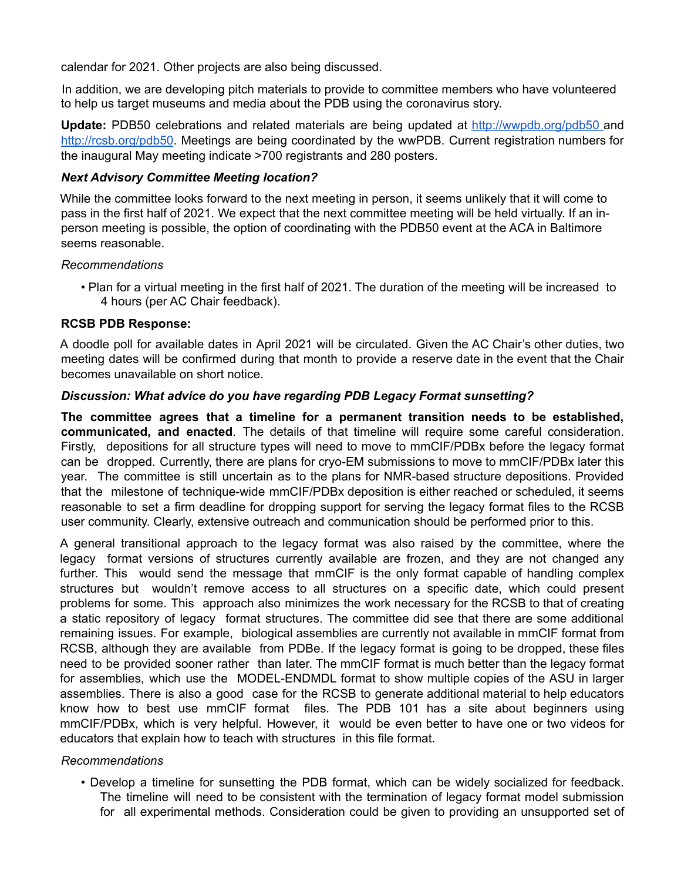calendar for 2021. Other projects are also being discussed.

In addition, we are developing pitch materials to provide to committee members who have volunteered to help us target museums and media about the PDB using the coronavirus story.

**Update:** PDB50 celebrations and related materials are being updated at http://wwpdb.org/pdb50 and http://rcsb.org/pdb50. Meetings are being coordinated by the wwPDB. Current registration numbers for the inaugural May meeting indicate >700 registrants and 280 posters.

***Next Advisory Committee Meeting location?***

While the committee looks forward to the next meeting in person, it seems unlikely that it will come to pass in the first half of 2021. We expect that the next committee meeting will be held virtually. If an in-person meeting is possible, the option of coordinating with the PDB50 event at the ACA in Baltimore seems reasonable.

*Recommendations*

- Plan for a virtual meeting in the first half of 2021. The duration of the meeting will be increased to 4 hours (per AC Chair feedback).

**RCSB PDB Response:**

A doodle poll for available dates in April 2021 will be circulated. Given the AC Chair's other duties, two meeting dates will be confirmed during that month to provide a reserve date in the event that the Chair becomes unavailable on short notice.

***Discussion: What advice do you have regarding PDB Legacy Format sunsetting?***

**The committee agrees that a timeline for a permanent transition needs to be established, communicated, and enacted**. The details of that timeline will require some careful consideration. Firstly, depositions for all structure types will need to move to mmCIF/PDBx before the legacy format can be dropped. Currently, there are plans for cryo-EM submissions to move to mmCIF/PDBx later this year. The committee is still uncertain as to the plans for NMR-based structure depositions. Provided that the milestone of technique-wide mmCIF/PDBx deposition is either reached or scheduled, it seems reasonable to set a firm deadline for dropping support for serving the legacy format files to the RCSB user community. Clearly, extensive outreach and communication should be performed prior to this.

A general transitional approach to the legacy format was also raised by the committee, where the legacy format versions of structures currently available are frozen, and they are not changed any further. This would send the message that mmCIF is the only format capable of handling complex structures but wouldn't remove access to all structures on a specific date, which could present problems for some. This approach also minimizes the work necessary for the RCSB to that of creating a static repository of legacy format structures. The committee did see that there are some additional remaining issues. For example, biological assemblies are currently not available in mmCIF format from RCSB, although they are available from PDBe. If the legacy format is going to be dropped, these files need to be provided sooner rather than later. The mmCIF format is much better than the legacy format for assemblies, which use the MODEL-ENDMDL format to show multiple copies of the ASU in larger assemblies. There is also a good case for the RCSB to generate additional material to help educators know how to best use mmCIF format files. The PDB 101 has a site about beginners using mmCIF/PDBx, which is very helpful. However, it would be even better to have one or two videos for educators that explain how to teach with structures in this file format.

*Recommendations*

- Develop a timeline for sunsetting the PDB format, which can be widely socialized for feedback. The timeline will need to be consistent with the termination of legacy format model submission for all experimental methods. Consideration could be given to providing an unsupported set of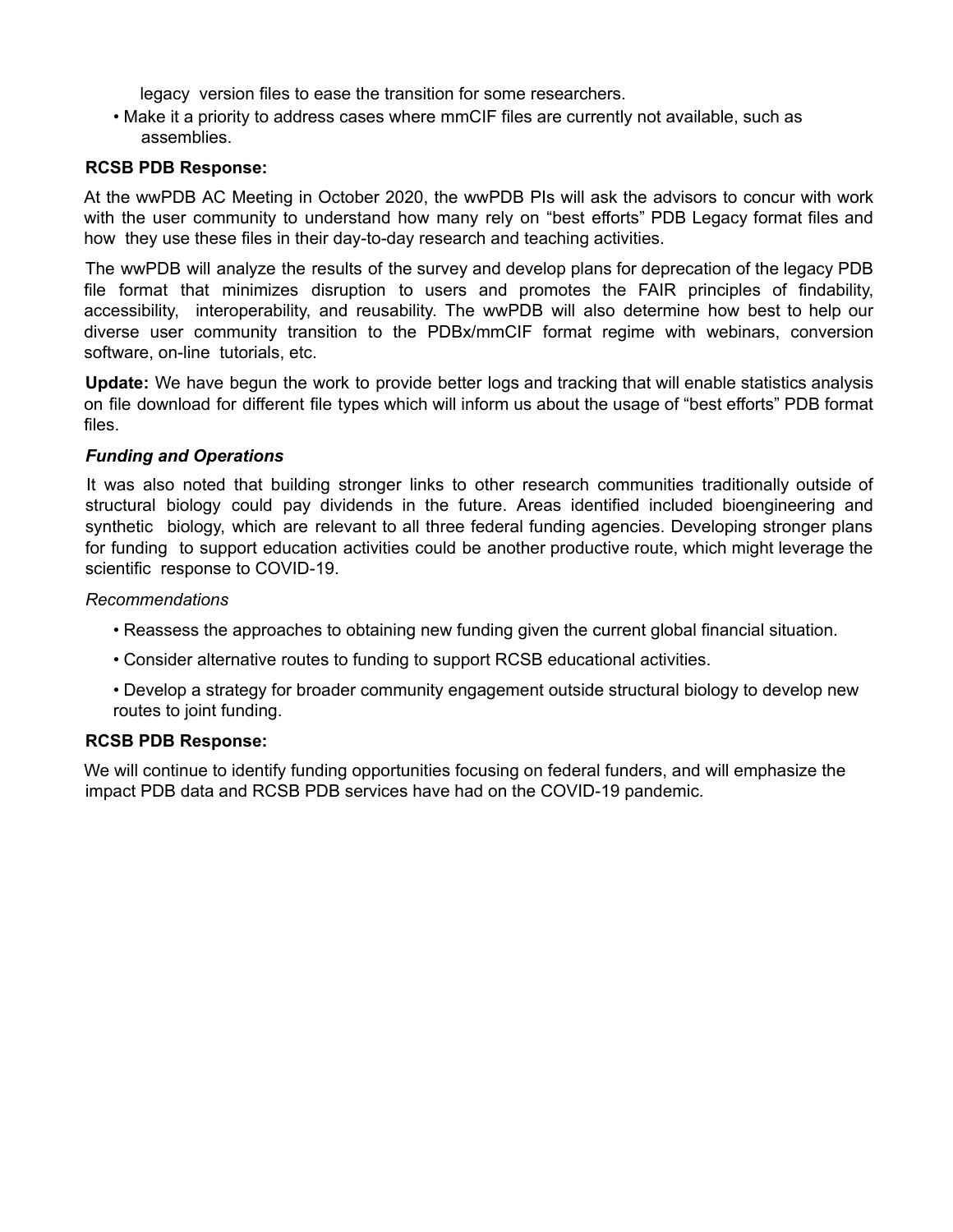legacy version files to ease the transition for some researchers.

- Make it a priority to address cases where mmCIF files are currently not available, such as assemblies.

**RCSB PDB Response:**

At the wwPDB AC Meeting in October 2020, the wwPDB PIs will ask the advisors to concur with work with the user community to understand how many rely on "best efforts" PDB Legacy format files and how they use these files in their day-to-day research and teaching activities.

The wwPDB will analyze the results of the survey and develop plans for deprecation of the legacy PDB file format that minimizes disruption to users and promotes the FAIR principles of findability, accessibility, interoperability, and reusability. The wwPDB will also determine how best to help our diverse user community transition to the PDBx/mmCIF format regime with webinars, conversion software, on-line tutorials, etc.

**Update:** We have begun the work to provide better logs and tracking that will enable statistics analysis on file download for different file types which will inform us about the usage of "best efforts" PDB format files.

***Funding and Operations***

It was also noted that building stronger links to other research communities traditionally outside of structural biology could pay dividends in the future. Areas identified included bioengineering and synthetic biology, which are relevant to all three federal funding agencies. Developing stronger plans for funding to support education activities could be another productive route, which might leverage the scientific response to COVID-19.

*Recommendations*

- Reassess the approaches to obtaining new funding given the current global financial situation.
- Consider alternative routes to funding to support RCSB educational activities.
- Develop a strategy for broader community engagement outside structural biology to develop new routes to joint funding.

**RCSB PDB Response:**

We will continue to identify funding opportunities focusing on federal funders, and will emphasize the impact PDB data and RCSB PDB services have had on the COVID-19 pandemic.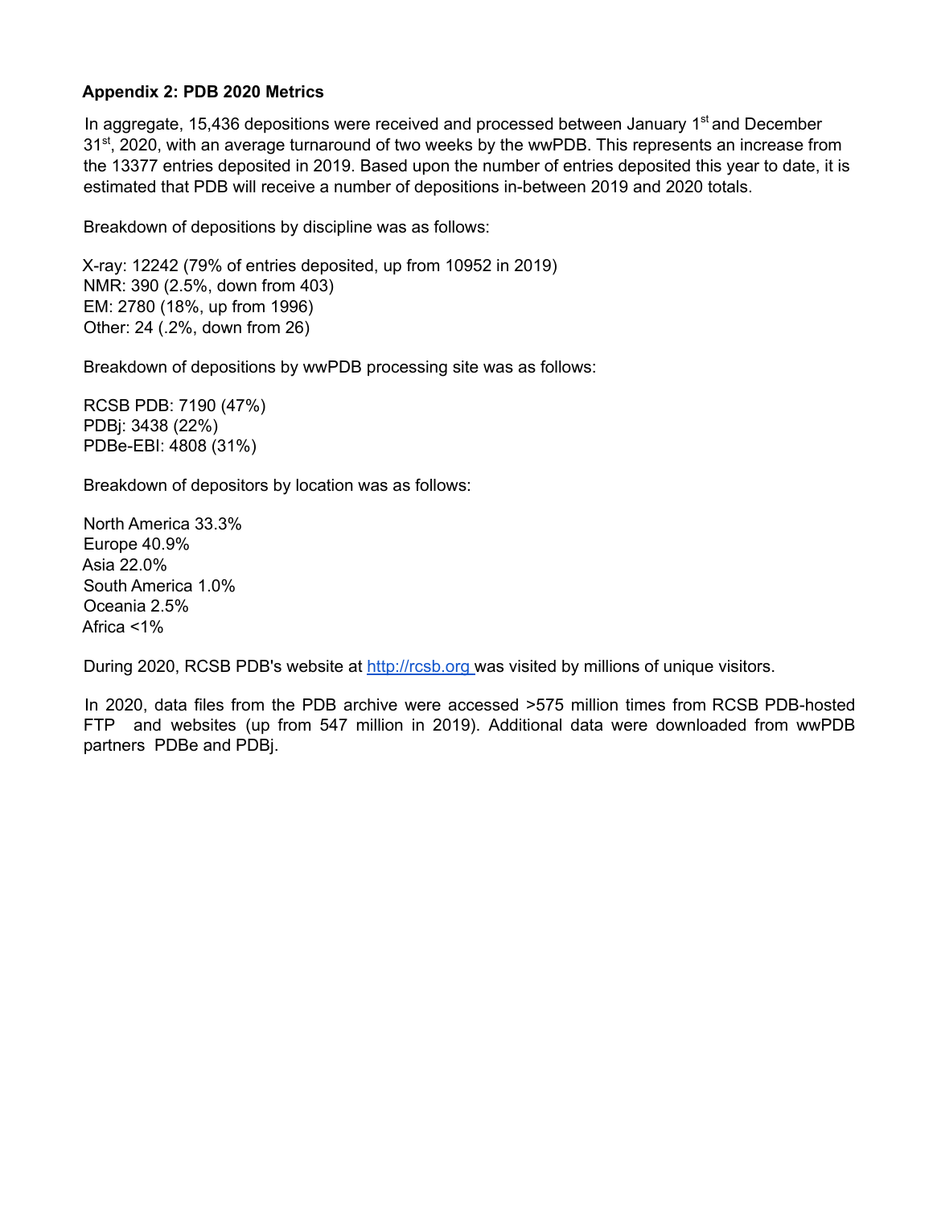**Appendix 2: PDB 2020 Metrics**

In aggregate, 15,436 depositions were received and processed between January 1st and December 31st, 2020, with an average turnaround of two weeks by the wwPDB. This represents an increase from the 13377 entries deposited in 2019. Based upon the number of entries deposited this year to date, it is estimated that PDB will receive a number of depositions in-between 2019 and 2020 totals.

Breakdown of depositions by discipline was as follows:

X-ray: 12242 (79% of entries deposited, up from 10952 in 2019)
NMR: 390 (2.5%, down from 403)
EM: 2780 (18%, up from 1996)
Other: 24 (.2%, down from 26)

Breakdown of depositions by wwPDB processing site was as follows:

RCSB PDB: 7190 (47%)
PDBj: 3438 (22%)
PDBe-EBI: 4808 (31%)

Breakdown of depositors by location was as follows:

North America 33.3%
Europe 40.9%
Asia 22.0%
South America 1.0%
Oceania 2.5%
Africa <1%

During 2020, RCSB PDB's website at [http://rcsb.org](http://rcsb.org) was visited by millions of unique visitors.

In 2020, data files from the PDB archive were accessed >575 million times from RCSB PDB-hosted FTP and websites (up from 547 million in 2019). Additional data were downloaded from wwPDB partners PDBe and PDBj.